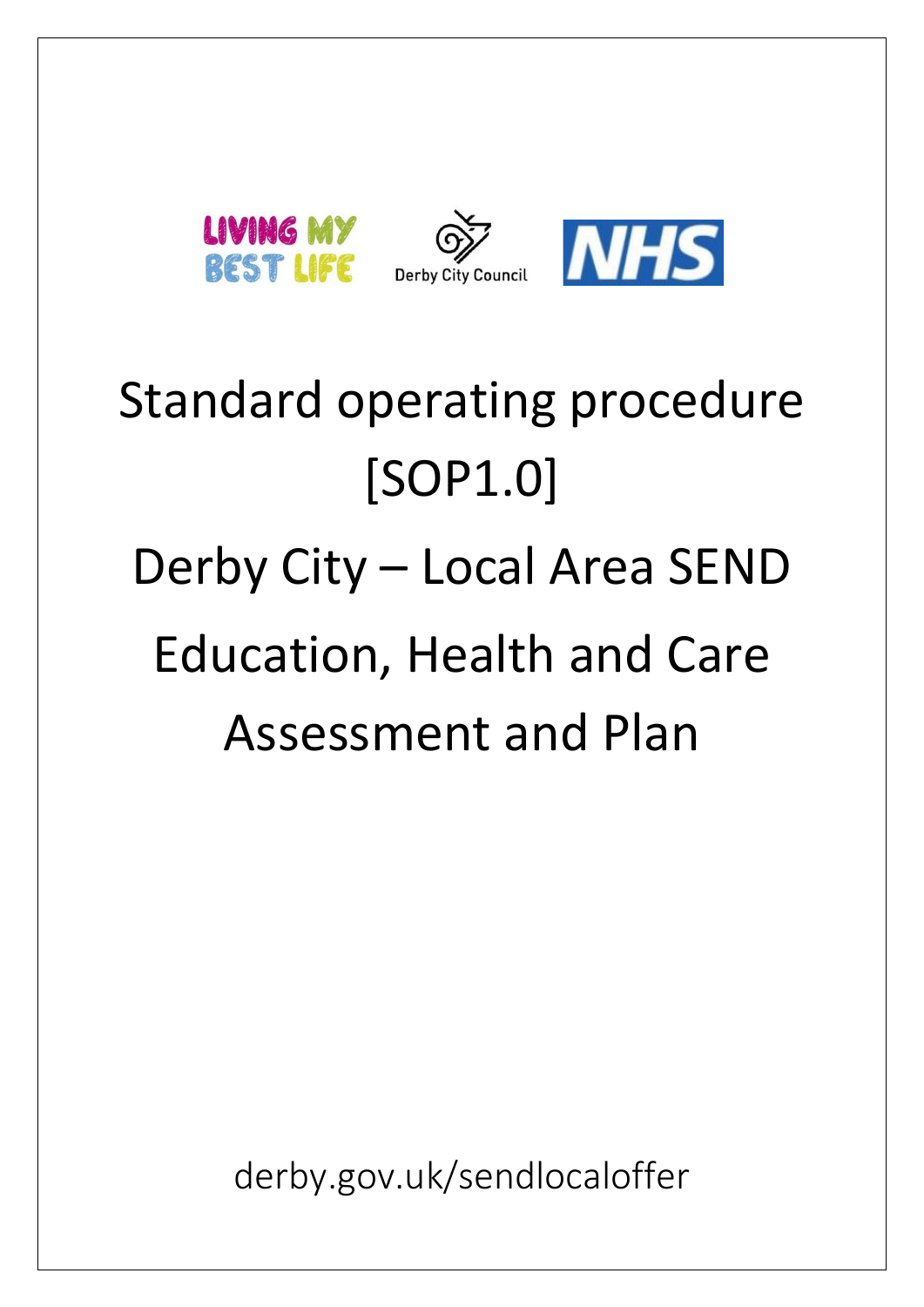LIVING MY BEST LIFE

Derby City Council

NHS

# Standard operating procedure [SOP1.0]

# Derby City – Local Area SEND Education, Health and Care Assessment and Plan

derby.gov.uk/sendlocaloffer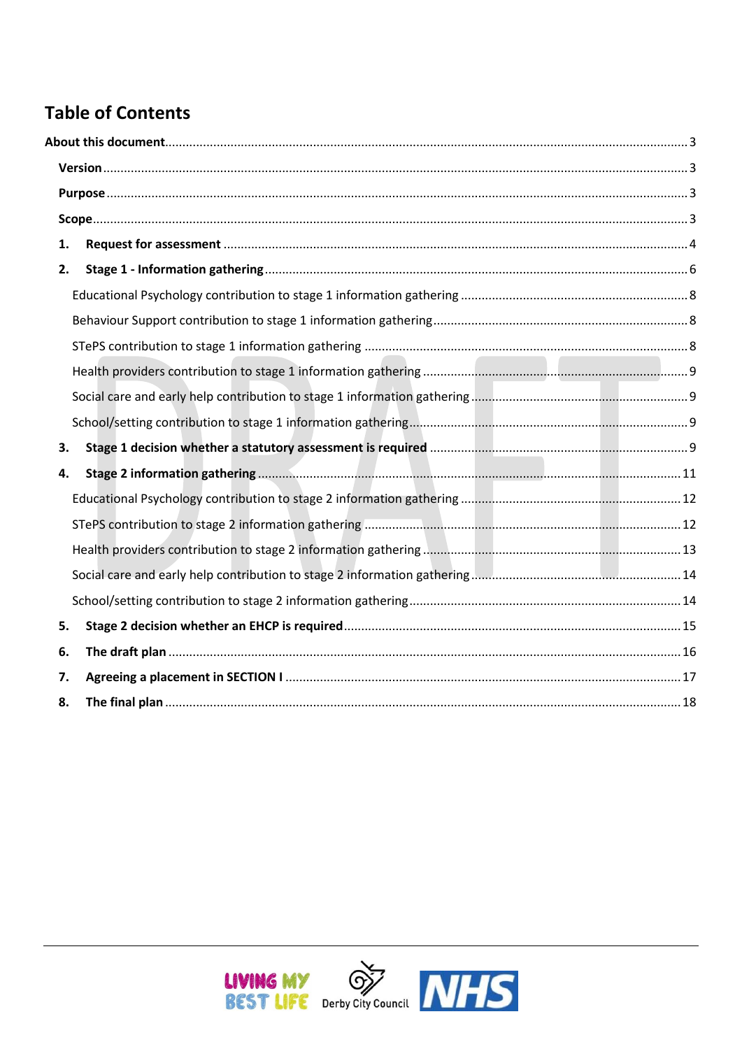# Table of Contents

**About this document** ..... 3

- **Version** ..... 3
- **Purpose** ..... 3
- **Scope** ..... 3

1. **Request for assessment** ..... 4
2. **Stage 1 - Information gathering** ..... 6
   - Educational Psychology contribution to stage 1 information gathering ..... 8
   - Behaviour Support contribution to stage 1 information gathering ..... 8
   - STePS contribution to stage 1 information gathering ..... 8
   - Health providers contribution to stage 1 information gathering ..... 9
   - Social care and early help contribution to stage 1 information gathering ..... 9
   - School/setting contribution to stage 1 information gathering ..... 9
3. **Stage 1 decision whether a statutory assessment is required** ..... 9
4. **Stage 2 information gathering** ..... 11
   - Educational Psychology contribution to stage 2 information gathering ..... 12
   - STePS contribution to stage 2 information gathering ..... 12
   - Health providers contribution to stage 2 information gathering ..... 13
   - Social care and early help contribution to stage 2 information gathering ..... 14
   - School/setting contribution to stage 2 information gathering ..... 14
5. **Stage 2 decision whether an EHCP is required** ..... 15
6. **The draft plan** ..... 16
7. **Agreeing a placement in SECTION I** ..... 17
8. **The final plan** ..... 18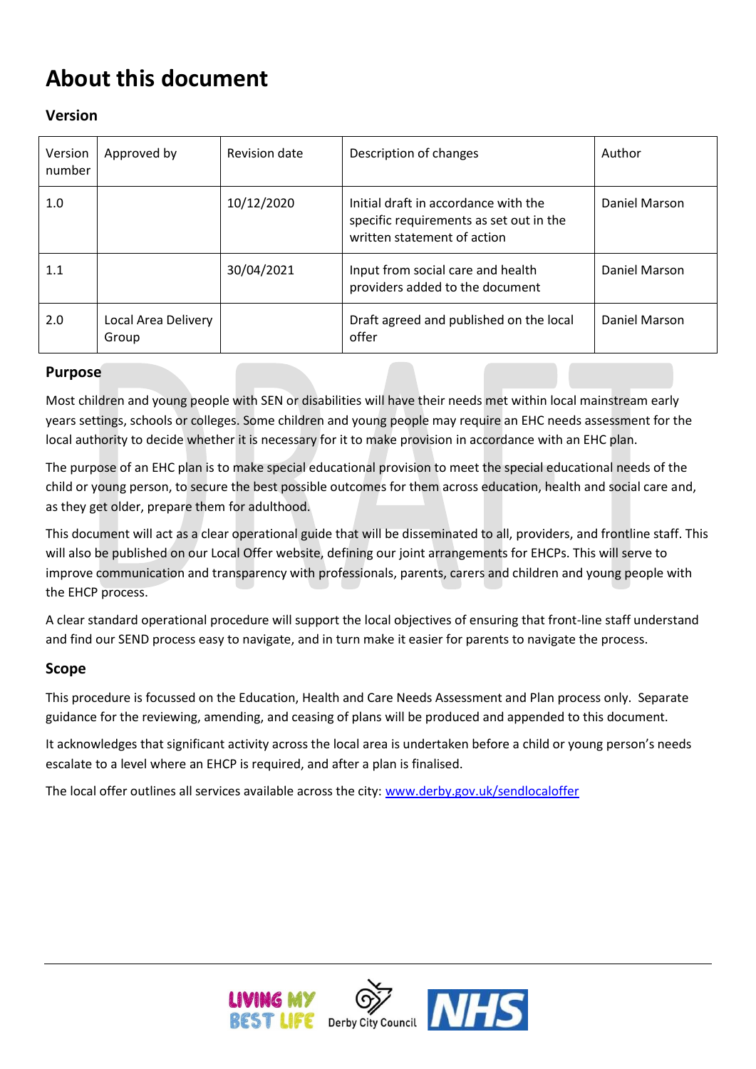# About this document

## Version

| Version number | Approved by | Revision date | Description of changes | Author |
|---|---|---|---|---|
| 1.0 | | 10/12/2020 | Initial draft in accordance with the specific requirements as set out in the written statement of action | Daniel Marson |
| 1.1 | | 30/04/2021 | Input from social care and health providers added to the document | Daniel Marson |
| 2.0 | Local Area Delivery Group | | Draft agreed and published on the local offer | Daniel Marson |

## Purpose

Most children and young people with SEN or disabilities will have their needs met within local mainstream early years settings, schools or colleges. Some children and young people may require an EHC needs assessment for the local authority to decide whether it is necessary for it to make provision in accordance with an EHC plan.

The purpose of an EHC plan is to make special educational provision to meet the special educational needs of the child or young person, to secure the best possible outcomes for them across education, health and social care and, as they get older, prepare them for adulthood.

This document will act as a clear operational guide that will be disseminated to all, providers, and frontline staff. This will also be published on our Local Offer website, defining our joint arrangements for EHCPs. This will serve to improve communication and transparency with professionals, parents, carers and children and young people with the EHCP process.

A clear standard operational procedure will support the local objectives of ensuring that front-line staff understand and find our SEND process easy to navigate, and in turn make it easier for parents to navigate the process.

## Scope

This procedure is focussed on the Education, Health and Care Needs Assessment and Plan process only. Separate guidance for the reviewing, amending, and ceasing of plans will be produced and appended to this document.

It acknowledges that significant activity across the local area is undertaken before a child or young person's needs escalate to a level where an EHCP is required, and after a plan is finalised.

The local offer outlines all services available across the city: [www.derby.gov.uk/sendlocaloffer](http://www.derby.gov.uk/sendlocaloffer)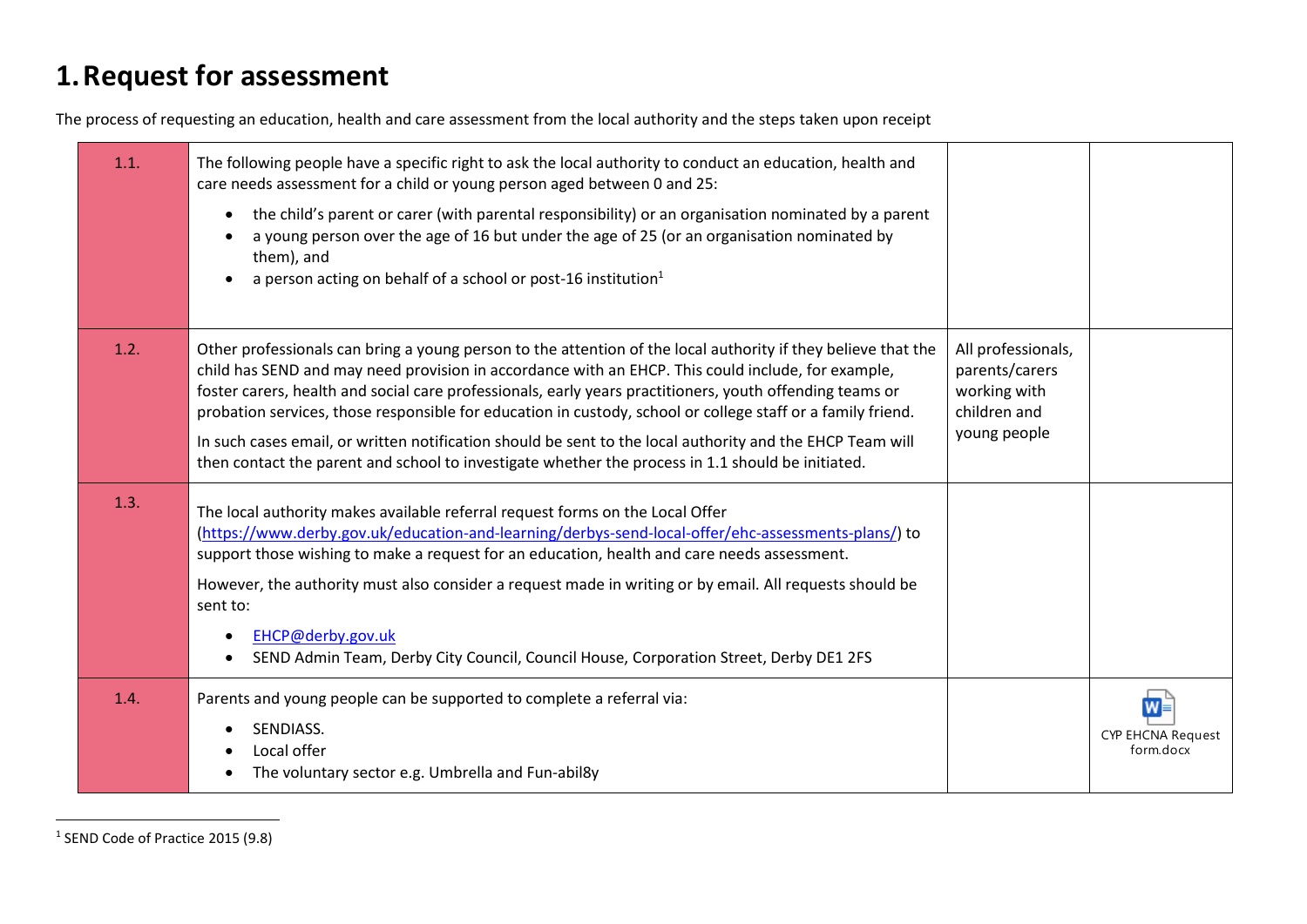# 1. Request for assessment

The process of requesting an education, health and care assessment from the local authority and the steps taken upon receipt

| | | | |
|---|---|---|---|
| 1.1. | The following people have a specific right to ask the local authority to conduct an education, health and care needs assessment for a child or young person aged between 0 and 25:<br>• the child's parent or carer (with parental responsibility) or an organisation nominated by a parent<br>• a young person over the age of 16 but under the age of 25 (or an organisation nominated by them), and<br>• a person acting on behalf of a school or post-16 institution[1] | | |
| 1.2. | Other professionals can bring a young person to the attention of the local authority if they believe that the child has SEND and may need provision in accordance with an EHCP. This could include, for example, foster carers, health and social care professionals, early years practitioners, youth offending teams or probation services, those responsible for education in custody, school or college staff or a family friend.<br>In such cases email, or written notification should be sent to the local authority and the EHCP Team will then contact the parent and school to investigate whether the process in 1.1 should be initiated. | All professionals, parents/carers working with children and young people | |
| 1.3. | The local authority makes available referral request forms on the Local Offer (https://www.derby.gov.uk/education-and-learning/derbys-send-local-offer/ehc-assessments-plans/) to support those wishing to make a request for an education, health and care needs assessment.<br>However, the authority must also consider a request made in writing or by email. All requests should be sent to:<br>• EHCP@derby.gov.uk<br>• SEND Admin Team, Derby City Council, Council House, Corporation Street, Derby DE1 2FS | | |
| 1.4. | Parents and young people can be supported to complete a referral via:<br>• SENDIASS.<br>• Local offer<br>• The voluntary sector e.g. Umbrella and Fun-abil8y | | CYP EHCNA Request form.docx |

[1] SEND Code of Practice 2015 (9.8)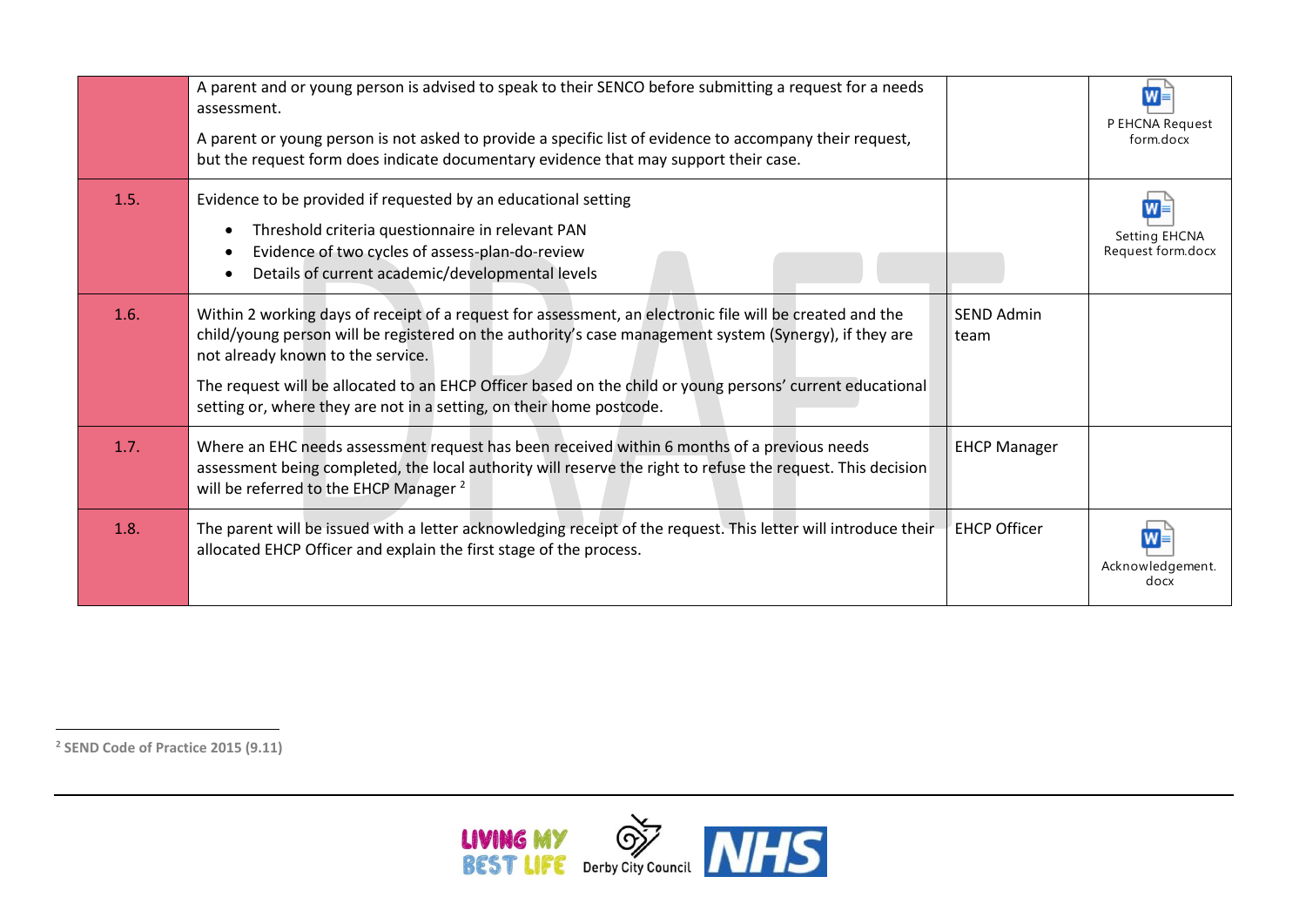| | | | |
|---|---|---|---|
| | A parent and or young person is advised to speak to their SENCO before submitting a request for a needs assessment.<br><br>A parent or young person is not asked to provide a specific list of evidence to accompany their request, but the request form does indicate documentary evidence that may support their case. | | P EHCNA Request form.docx |
| 1.5. | Evidence to be provided if requested by an educational setting<br>• Threshold criteria questionnaire in relevant PAN<br>• Evidence of two cycles of assess-plan-do-review<br>• Details of current academic/developmental levels | | Setting EHCNA Request form.docx |
| 1.6. | Within 2 working days of receipt of a request for assessment, an electronic file will be created and the child/young person will be registered on the authority's case management system (Synergy), if they are not already known to the service.<br><br>The request will be allocated to an EHCP Officer based on the child or young persons' current educational setting or, where they are not in a setting, on their home postcode. | SEND Admin team | |
| 1.7. | Where an EHC needs assessment request has been received within 6 months of a previous needs assessment being completed, the local authority will reserve the right to refuse the request. This decision will be referred to the EHCP Manager [2] | EHCP Manager | |
| 1.8. | The parent will be issued with a letter acknowledging receipt of the request. This letter will introduce their allocated EHCP Officer and explain the first stage of the process. | EHCP Officer | Acknowledgement.docx |

[2] SEND Code of Practice 2015 (9.11)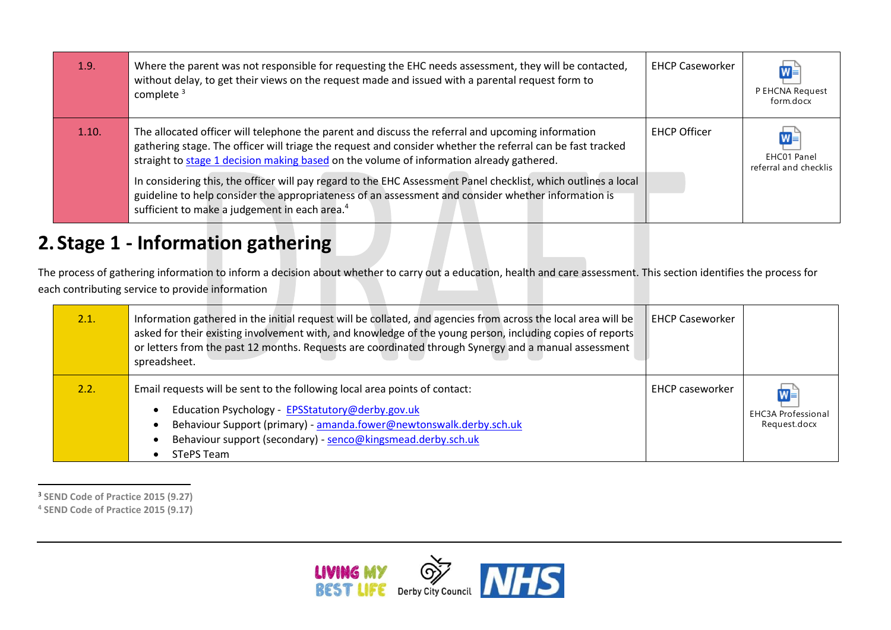| | | | |
|---|---|---|---|
| 1.9. | Where the parent was not responsible for requesting the EHC needs assessment, they will be contacted, without delay, to get their views on the request made and issued with a parental request form to complete [3] | EHCP Caseworker | P EHCNA Request form.docx |
| 1.10. | The allocated officer will telephone the parent and discuss the referral and upcoming information gathering stage. The officer will triage the request and consider whether the referral can be fast tracked straight to stage 1 decision making based on the volume of information already gathered. In considering this, the officer will pay regard to the EHC Assessment Panel checklist, which outlines a local guideline to help consider the appropriateness of an assessment and consider whether information is sufficient to make a judgement in each area.[4] | EHCP Officer | EHC01 Panel referral and checklis |

## 2. Stage 1 - Information gathering

The process of gathering information to inform a decision about whether to carry out a education, health and care assessment. This section identifies the process for each contributing service to provide information

| | | | |
|---|---|---|---|
| 2.1. | Information gathered in the initial request will be collated, and agencies from across the local area will be asked for their existing involvement with, and knowledge of the young person, including copies of reports or letters from the past 12 months. Requests are coordinated through Synergy and a manual assessment spreadsheet. | EHCP Caseworker | |
| 2.2. | Email requests will be sent to the following local area points of contact:<br>• Education Psychology - EPSStatutory@derby.gov.uk<br>• Behaviour Support (primary) - amanda.fower@newtonswalk.derby.sch.uk<br>• Behaviour support (secondary) - senco@kingsmead.derby.sch.uk<br>• STePS Team | EHCP caseworker | EHC3A Professional Request.docx |

[3] SEND Code of Practice 2015 (9.27)
[4] SEND Code of Practice 2015 (9.17)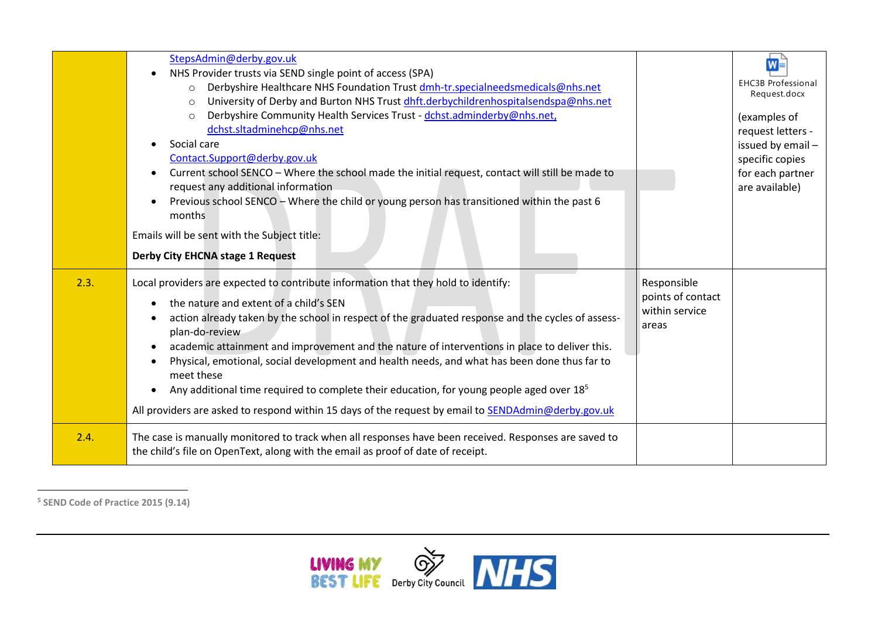| | | | |
|---|---|---|---|
| | StepsAdmin@derby.gov.uk<br>• NHS Provider trusts via SEND single point of access (SPA)<br>  ○ Derbyshire Healthcare NHS Foundation Trust dmh-tr.specialneedsmedicals@nhs.net<br>  ○ University of Derby and Burton NHS Trust dhft.derbychildrenhospitalsendspa@nhs.net<br>  ○ Derbyshire Community Health Services Trust - dchst.adminderby@nhs.net, dchst.sltadminehcp@nhs.net<br>• Social care<br>Contact.Support@derby.gov.uk<br>• Current school SENCO – Where the school made the initial request, contact will still be made to request any additional information<br>• Previous school SENCO – Where the child or young person has transitioned within the past 6 months<br>Emails will be sent with the Subject title:<br>**Derby City EHCNA stage 1 Request** | | EHC3B Professional Request.docx<br>(examples of request letters - issued by email – specific copies for each partner are available) |
| 2.3. | Local providers are expected to contribute information that they hold to identify:<br>• the nature and extent of a child's SEN<br>• action already taken by the school in respect of the graduated response and the cycles of assess-plan-do-review<br>• academic attainment and improvement and the nature of interventions in place to deliver this.<br>• Physical, emotional, social development and health needs, and what has been done thus far to meet these<br>• Any additional time required to complete their education, for young people aged over 18[5]<br>All providers are asked to respond within 15 days of the request by email to SENDAdmin@derby.gov.uk | Responsible points of contact within service areas | |
| 2.4. | The case is manually monitored to track when all responses have been received. Responses are saved to the child's file on OpenText, along with the email as proof of date of receipt. | | |

[5] SEND Code of Practice 2015 (9.14)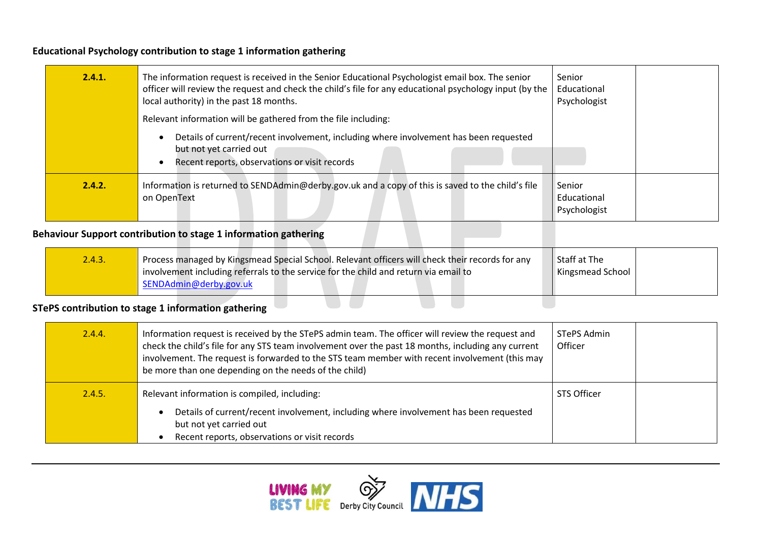**Educational Psychology contribution to stage 1 information gathering**

| | | | |
|---|---|---|---|
| **2.4.1.** | The information request is received in the Senior Educational Psychologist email box. The senior officer will review the request and check the child's file for any educational psychology input (by the local authority) in the past 18 months.<br><br>Relevant information will be gathered from the file including:<br>• Details of current/recent involvement, including where involvement has been requested but not yet carried out<br>• Recent reports, observations or visit records | Senior Educational Psychologist | |
| **2.4.2.** | Information is returned to SENDAdmin@derby.gov.uk and a copy of this is saved to the child's file on OpenText | Senior Educational Psychologist | |

**Behaviour Support contribution to stage 1 information gathering**

| | | | |
|---|---|---|---|
| 2.4.3. | Process managed by Kingsmead Special School. Relevant officers will check their records for any involvement including referrals to the service for the child and return via email to SENDAdmin@derby.gov.uk | Staff at The Kingsmead School | |

**STePS contribution to stage 1 information gathering**

| | | | |
|---|---|---|---|
| 2.4.4. | Information request is received by the STePS admin team. The officer will review the request and check the child's file for any STS team involvement over the past 18 months, including any current involvement. The request is forwarded to the STS team member with recent involvement (this may be more than one depending on the needs of the child) | STePS Admin Officer | |
| 2.4.5. | Relevant information is compiled, including:<br>• Details of current/recent involvement, including where involvement has been requested but not yet carried out<br>• Recent reports, observations or visit records | STS Officer | |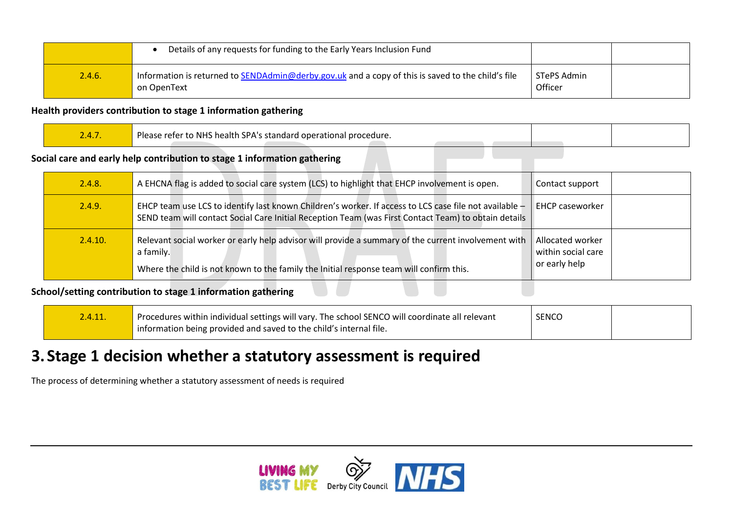| | Details of any requests for funding to the Early Years Inclusion Fund | | |
|---|---|---|---|
| 2.4.6. | Information is returned to SENDAdmin@derby.gov.uk and a copy of this is saved to the child's file on OpenText | STePS Admin Officer | |

**Health providers contribution to stage 1 information gathering**

| | | | |
|---|---|---|---|
| 2.4.7. | Please refer to NHS health SPA's standard operational procedure. | | |

**Social care and early help contribution to stage 1 information gathering**

| | | | |
|---|---|---|---|
| 2.4.8. | A EHCNA flag is added to social care system (LCS) to highlight that EHCP involvement is open. | Contact support | |
| 2.4.9. | EHCP team use LCS to identify last known Children's worker. If access to LCS case file not available – SEND team will contact Social Care Initial Reception Team (was First Contact Team) to obtain details | EHCP caseworker | |
| 2.4.10. | Relevant social worker or early help advisor will provide a summary of the current involvement with a family.<br>Where the child is not known to the family the Initial response team will confirm this. | Allocated worker within social care or early help | |

**School/setting contribution to stage 1 information gathering**

| | | | |
|---|---|---|---|
| 2.4.11. | Procedures within individual settings will vary. The school SENCO will coordinate all relevant information being provided and saved to the child's internal file. | SENCO | |

# 3. Stage 1 decision whether a statutory assessment is required

The process of determining whether a statutory assessment of needs is required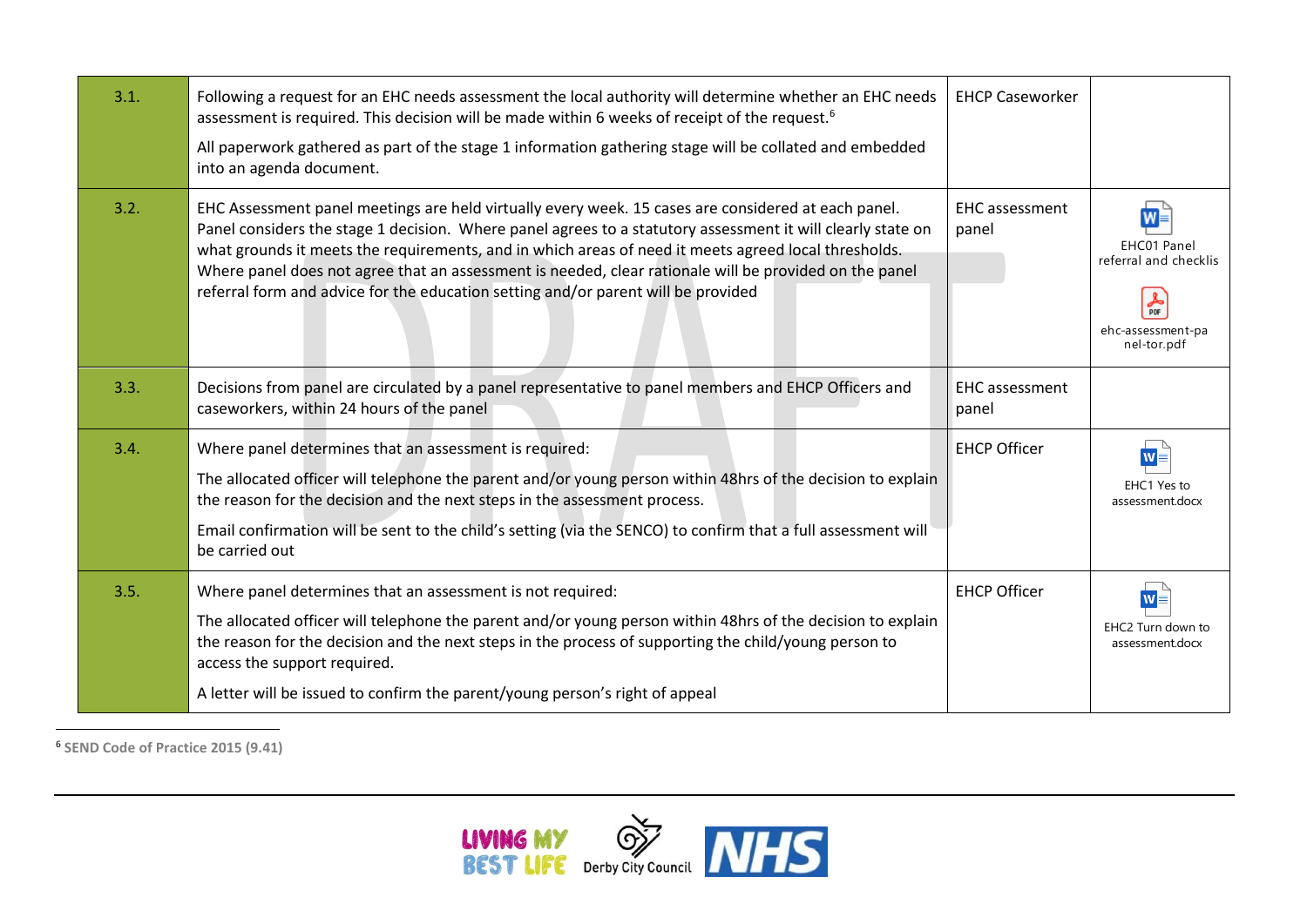| | | | |
|---|---|---|---|
| 3.1. | Following a request for an EHC needs assessment the local authority will determine whether an EHC needs assessment is required. This decision will be made within 6 weeks of receipt of the request.[6]<br><br>All paperwork gathered as part of the stage 1 information gathering stage will be collated and embedded into an agenda document. | EHCP Caseworker | |
| 3.2. | EHC Assessment panel meetings are held virtually every week. 15 cases are considered at each panel. Panel considers the stage 1 decision. Where panel agrees to a statutory assessment it will clearly state on what grounds it meets the requirements, and in which areas of need it meets agreed local thresholds. Where panel does not agree that an assessment is needed, clear rationale will be provided on the panel referral form and advice for the education setting and/or parent will be provided | EHC assessment panel | EHC01 Panel referral and checklis<br><br>ehc-assessment-panel-tor.pdf |
| 3.3. | Decisions from panel are circulated by a panel representative to panel members and EHCP Officers and caseworkers, within 24 hours of the panel | EHC assessment panel | |
| 3.4. | Where panel determines that an assessment is required:<br><br>The allocated officer will telephone the parent and/or young person within 48hrs of the decision to explain the reason for the decision and the next steps in the assessment process.<br><br>Email confirmation will be sent to the child's setting (via the SENCO) to confirm that a full assessment will be carried out | EHCP Officer | EHC1 Yes to assessment.docx |
| 3.5. | Where panel determines that an assessment is not required:<br><br>The allocated officer will telephone the parent and/or young person within 48hrs of the decision to explain the reason for the decision and the next steps in the process of supporting the child/young person to access the support required.<br><br>A letter will be issued to confirm the parent/young person's right of appeal | EHCP Officer | EHC2 Turn down to assessment.docx |

[6] **SEND Code of Practice 2015 (9.41)**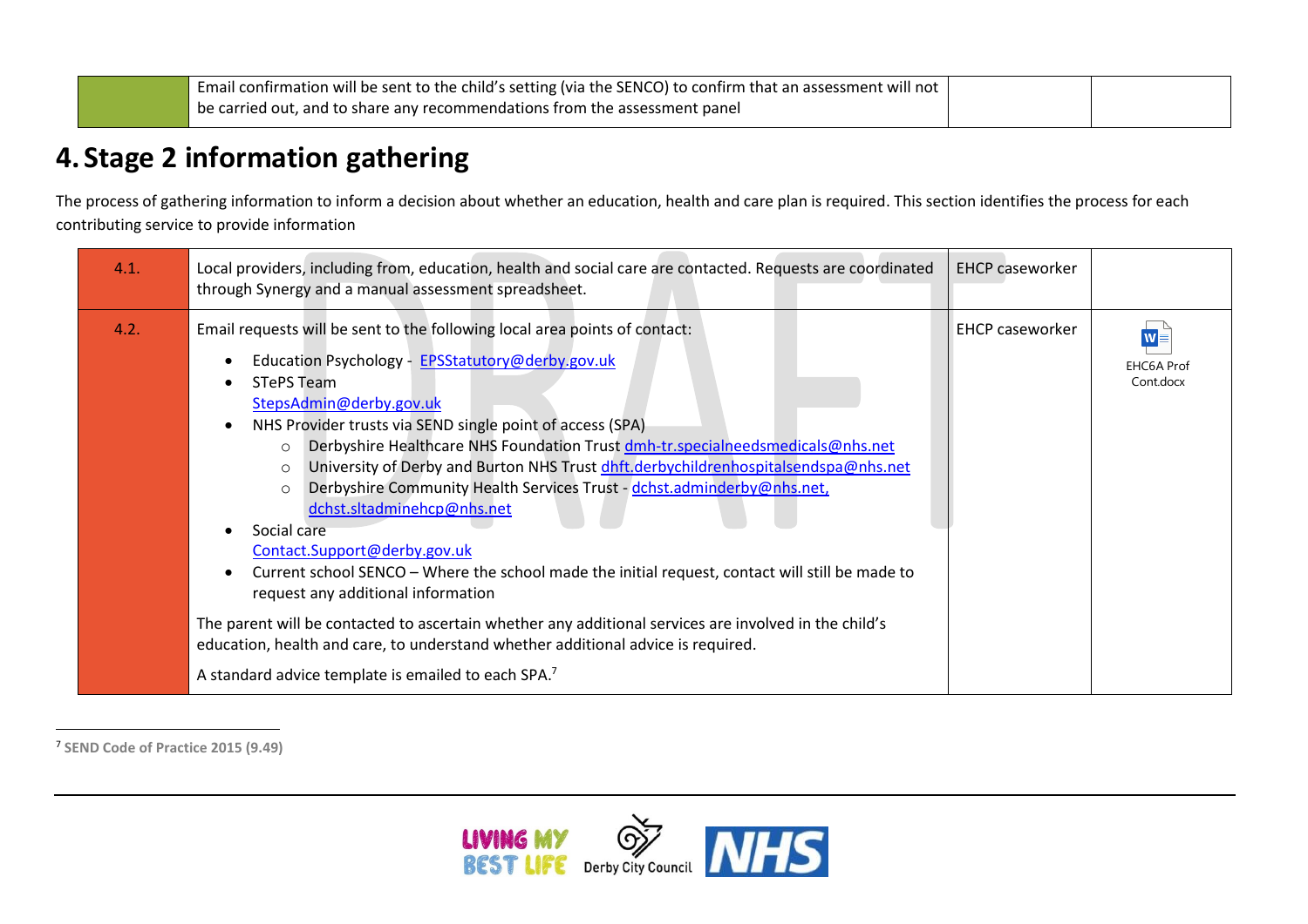| | Email confirmation will be sent to the child's setting (via the SENCO) to confirm that an assessment will not be carried out, and to share any recommendations from the assessment panel | | |
|---|---|---|---|

# 4. Stage 2 information gathering

The process of gathering information to inform a decision about whether an education, health and care plan is required. This section identifies the process for each contributing service to provide information

| | | | |
|---|---|---|---|
| 4.1. | Local providers, including from, education, health and social care are contacted. Requests are coordinated through Synergy and a manual assessment spreadsheet. | EHCP caseworker | |
| 4.2. | Email requests will be sent to the following local area points of contact:<br>• Education Psychology - EPSStatutory@derby.gov.uk<br>• STePS Team StepsAdmin@derby.gov.uk<br>• NHS Provider trusts via SEND single point of access (SPA)<br>&nbsp;&nbsp;&nbsp;&nbsp;○ Derbyshire Healthcare NHS Foundation Trust dmh-tr.specialneedsmedicals@nhs.net<br>&nbsp;&nbsp;&nbsp;&nbsp;○ University of Derby and Burton NHS Trust dhft.derbychildrenhospitalsendspa@nhs.net<br>&nbsp;&nbsp;&nbsp;&nbsp;○ Derbyshire Community Health Services Trust - dchst.adminderby@nhs.net, dchst.sltadminehcp@nhs.net<br>• Social care Contact.Support@derby.gov.uk<br>• Current school SENCO – Where the school made the initial request, contact will still be made to request any additional information<br><br>The parent will be contacted to ascertain whether any additional services are involved in the child's education, health and care, to understand whether additional advice is required.<br><br>A standard advice template is emailed to each SPA.[7] | EHCP caseworker | EHC6A Prof Cont.docx |

[7] SEND Code of Practice 2015 (9.49)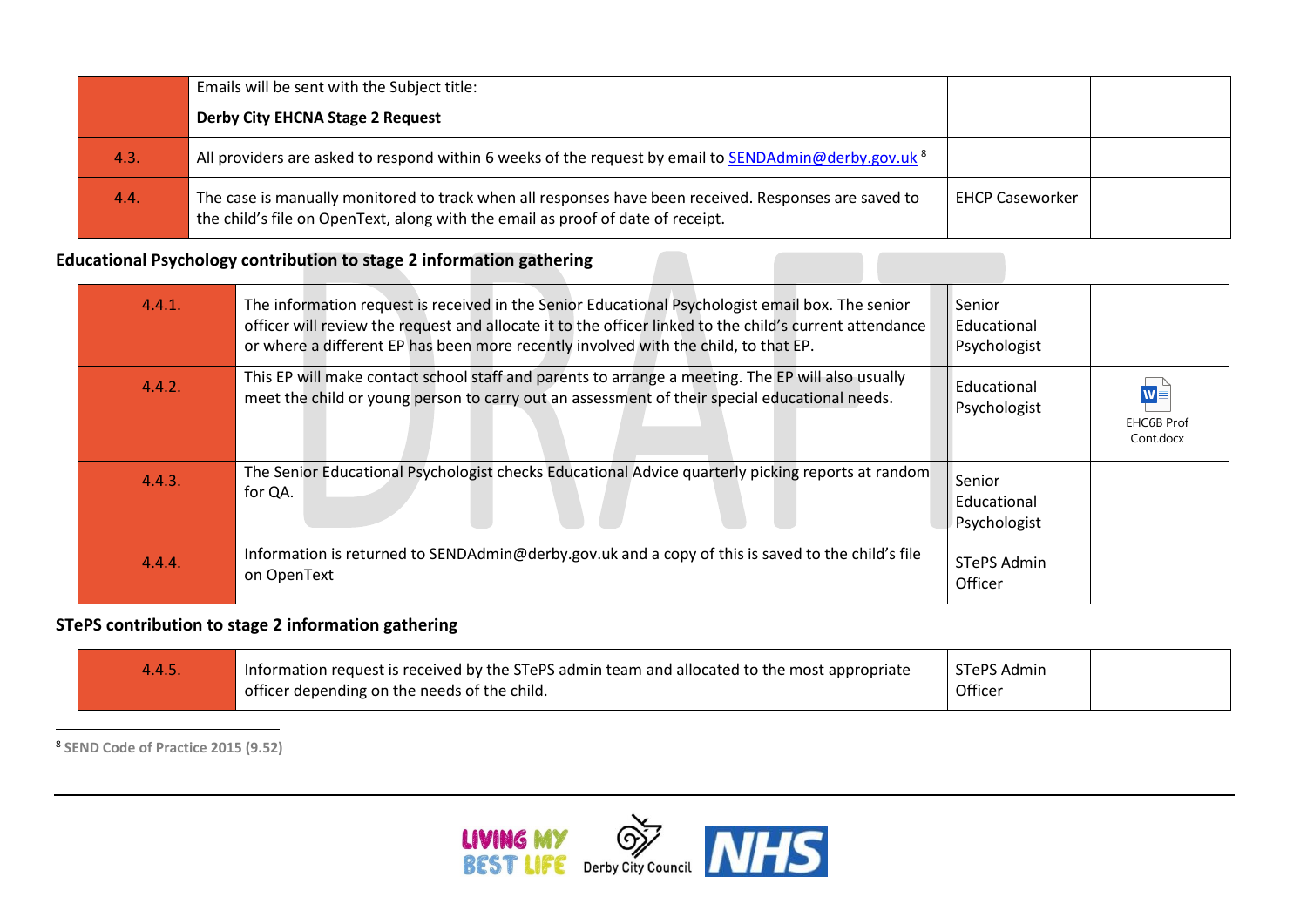| | | | |
|---|---|---|---|
| | Emails will be sent with the Subject title:<br>**Derby City EHCNA Stage 2 Request** | | |
| 4.3. | All providers are asked to respond within 6 weeks of the request by email to SENDAdmin@derby.gov.uk [8] | | |
| 4.4. | The case is manually monitored to track when all responses have been received. Responses are saved to the child's file on OpenText, along with the email as proof of date of receipt. | EHCP Caseworker | |

**Educational Psychology contribution to stage 2 information gathering**

| | | | |
|---|---|---|---|
| 4.4.1. | The information request is received in the Senior Educational Psychologist email box. The senior officer will review the request and allocate it to the officer linked to the child's current attendance or where a different EP has been more recently involved with the child, to that EP. | Senior Educational Psychologist | |
| 4.4.2. | This EP will make contact school staff and parents to arrange a meeting. The EP will also usually meet the child or young person to carry out an assessment of their special educational needs. | Educational Psychologist | EHC6B Prof Cont.docx |
| 4.4.3. | The Senior Educational Psychologist checks Educational Advice quarterly picking reports at random for QA. | Senior Educational Psychologist | |
| 4.4.4. | Information is returned to SENDAdmin@derby.gov.uk and a copy of this is saved to the child's file on OpenText | STePS Admin Officer | |

**STePS contribution to stage 2 information gathering**

| | | | |
|---|---|---|---|
| 4.4.5. | Information request is received by the STePS admin team and allocated to the most appropriate officer depending on the needs of the child. | STePS Admin Officer | |

[8] SEND Code of Practice 2015 (9.52)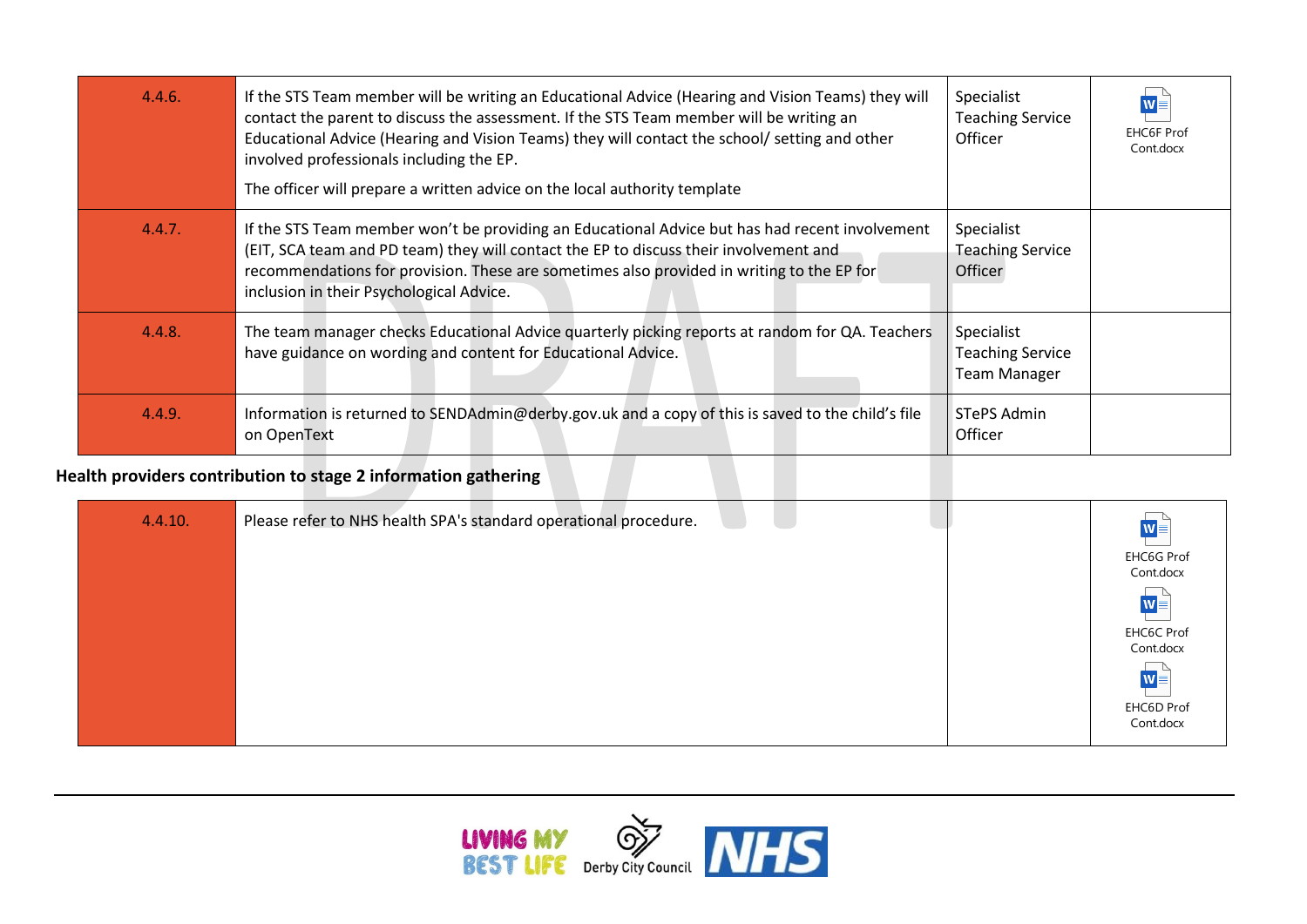| | | | |
|---|---|---|---|
| 4.4.6. | If the STS Team member will be writing an Educational Advice (Hearing and Vision Teams) they will contact the parent to discuss the assessment. If the STS Team member will be writing an Educational Advice (Hearing and Vision Teams) they will contact the school/ setting and other involved professionals including the EP.<br><br>The officer will prepare a written advice on the local authority template | Specialist Teaching Service Officer | EHC6F Prof Cont.docx |
| 4.4.7. | If the STS Team member won't be providing an Educational Advice but has had recent involvement (EIT, SCA team and PD team) they will contact the EP to discuss their involvement and recommendations for provision. These are sometimes also provided in writing to the EP for inclusion in their Psychological Advice. | Specialist Teaching Service Officer | |
| 4.4.8. | The team manager checks Educational Advice quarterly picking reports at random for QA. Teachers have guidance on wording and content for Educational Advice. | Specialist Teaching Service Team Manager | |
| 4.4.9. | Information is returned to SENDAdmin@derby.gov.uk and a copy of this is saved to the child's file on OpenText | STePS Admin Officer | |

**Health providers contribution to stage 2 information gathering**

| | | | |
|---|---|---|---|
| 4.4.10. | Please refer to NHS health SPA's standard operational procedure. | | EHC6G Prof Cont.docx<br>EHC6C Prof Cont.docx<br>EHC6D Prof Cont.docx |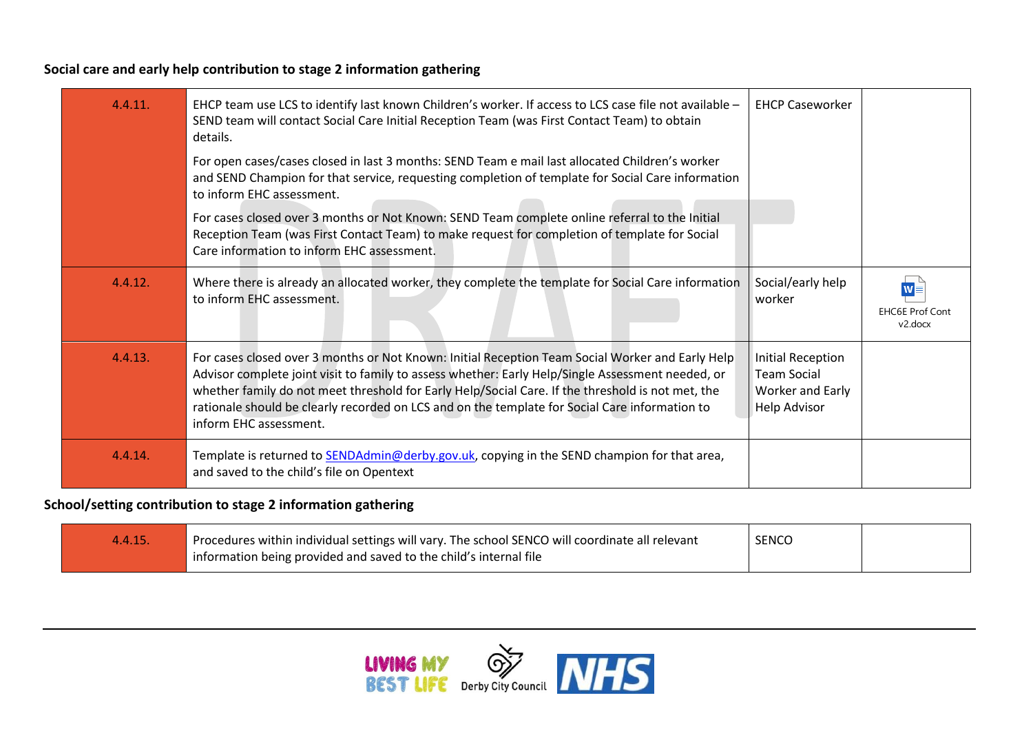### Social care and early help contribution to stage 2 information gathering

| | | | |
|---|---|---|---|
| 4.4.11. | EHCP team use LCS to identify last known Children's worker. If access to LCS case file not available – SEND team will contact Social Care Initial Reception Team (was First Contact Team) to obtain details.<br><br>For open cases/cases closed in last 3 months: SEND Team e mail last allocated Children's worker and SEND Champion for that service, requesting completion of template for Social Care information to inform EHC assessment.<br><br>For cases closed over 3 months or Not Known: SEND Team complete online referral to the Initial Reception Team (was First Contact Team) to make request for completion of template for Social Care information to inform EHC assessment. | EHCP Caseworker | |
| 4.4.12. | Where there is already an allocated worker, they complete the template for Social Care information to inform EHC assessment. | Social/early help worker | EHC6E Prof Cont v2.docx |
| 4.4.13. | For cases closed over 3 months or Not Known: Initial Reception Team Social Worker and Early Help Advisor complete joint visit to family to assess whether: Early Help/Single Assessment needed, or whether family do not meet threshold for Early Help/Social Care. If the threshold is not met, the rationale should be clearly recorded on LCS and on the template for Social Care information to inform EHC assessment. | Initial Reception Team Social Worker and Early Help Advisor | |
| 4.4.14. | Template is returned to SENDAdmin@derby.gov.uk, copying in the SEND champion for that area, and saved to the child's file on Opentext | | |

### School/setting contribution to stage 2 information gathering

| | | | |
|---|---|---|---|
| 4.4.15. | Procedures within individual settings will vary. The school SENCO will coordinate all relevant information being provided and saved to the child's internal file | SENCO | |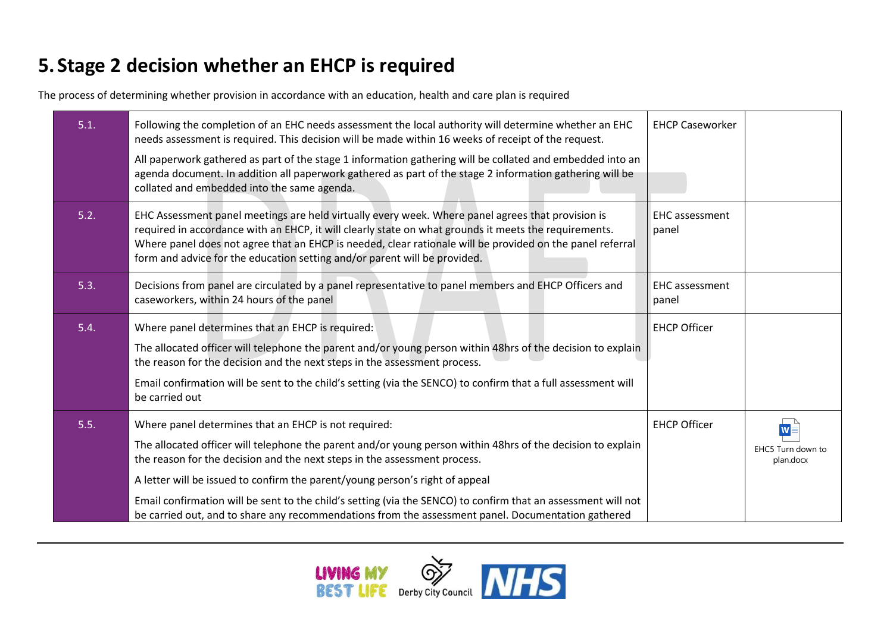## 5. Stage 2 decision whether an EHCP is required

The process of determining whether provision in accordance with an education, health and care plan is required

| | | | |
|---|---|---|---|
| 5.1. | Following the completion of an EHC needs assessment the local authority will determine whether an EHC needs assessment is required. This decision will be made within 16 weeks of receipt of the request.<br><br>All paperwork gathered as part of the stage 1 information gathering will be collated and embedded into an agenda document. In addition all paperwork gathered as part of the stage 2 information gathering will be collated and embedded into the same agenda. | EHCP Caseworker | |
| 5.2. | EHC Assessment panel meetings are held virtually every week. Where panel agrees that provision is required in accordance with an EHCP, it will clearly state on what grounds it meets the requirements. Where panel does not agree that an EHCP is needed, clear rationale will be provided on the panel referral form and advice for the education setting and/or parent will be provided. | EHC assessment panel | |
| 5.3. | Decisions from panel are circulated by a panel representative to panel members and EHCP Officers and caseworkers, within 24 hours of the panel | EHC assessment panel | |
| 5.4. | Where panel determines that an EHCP is required:<br><br>The allocated officer will telephone the parent and/or young person within 48hrs of the decision to explain the reason for the decision and the next steps in the assessment process.<br><br>Email confirmation will be sent to the child's setting (via the SENCO) to confirm that a full assessment will be carried out | EHCP Officer | |
| 5.5. | Where panel determines that an EHCP is not required:<br><br>The allocated officer will telephone the parent and/or young person within 48hrs of the decision to explain the reason for the decision and the next steps in the assessment process.<br><br>A letter will be issued to confirm the parent/young person's right of appeal<br><br>Email confirmation will be sent to the child's setting (via the SENCO) to confirm that an assessment will not be carried out, and to share any recommendations from the assessment panel. Documentation gathered | EHCP Officer | EHC5 Turn down to plan.docx |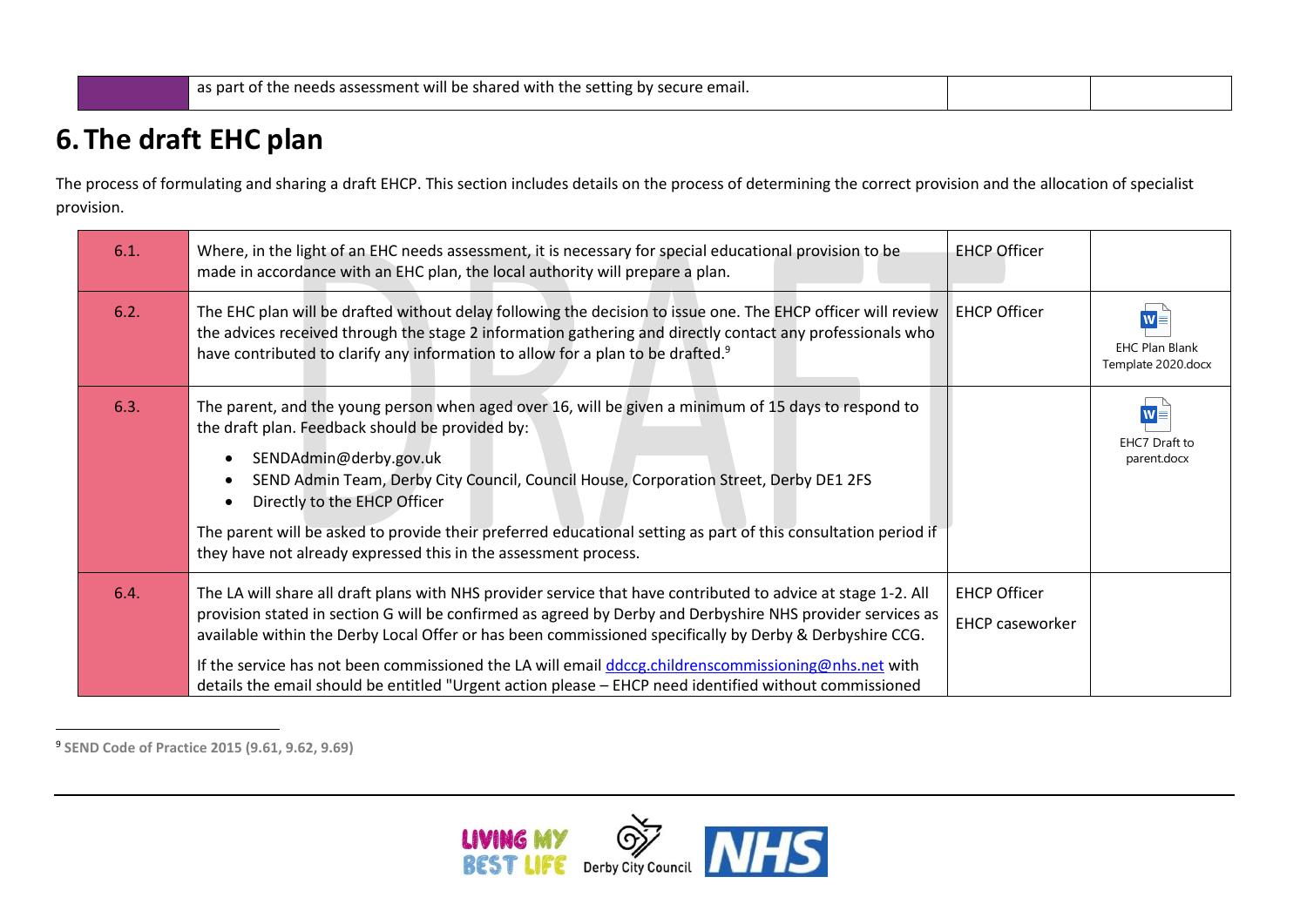| | as part of the needs assessment will be shared with the setting by secure email. | | |
|---|---|---|---|

# 6. The draft EHC plan

The process of formulating and sharing a draft EHCP. This section includes details on the process of determining the correct provision and the allocation of specialist provision.

| | | | |
|---|---|---|---|
| 6.1. | Where, in the light of an EHC needs assessment, it is necessary for special educational provision to be made in accordance with an EHC plan, the local authority will prepare a plan. | EHCP Officer | |
| 6.2. | The EHC plan will be drafted without delay following the decision to issue one. The EHCP officer will review the advices received through the stage 2 information gathering and directly contact any professionals who have contributed to clarify any information to allow for a plan to be drafted.[9] | EHCP Officer | EHC Plan Blank Template 2020.docx |
| 6.3. | The parent, and the young person when aged over 16, will be given a minimum of 15 days to respond to the draft plan. Feedback should be provided by:<br>• SENDAdmin@derby.gov.uk<br>• SEND Admin Team, Derby City Council, Council House, Corporation Street, Derby DE1 2FS<br>• Directly to the EHCP Officer<br>The parent will be asked to provide their preferred educational setting as part of this consultation period if they have not already expressed this in the assessment process. | | EHC7 Draft to parent.docx |
| 6.4. | The LA will share all draft plans with NHS provider service that have contributed to advice at stage 1-2. All provision stated in section G will be confirmed as agreed by Derby and Derbyshire NHS provider services as available within the Derby Local Offer or has been commissioned specifically by Derby & Derbyshire CCG.<br>If the service has not been commissioned the LA will email ddccg.childrenscommissioning@nhs.net with details the email should be entitled "Urgent action please – EHCP need identified without commissioned | EHCP Officer<br>EHCP caseworker | |

[9] SEND Code of Practice 2015 (9.61, 9.62, 9.69)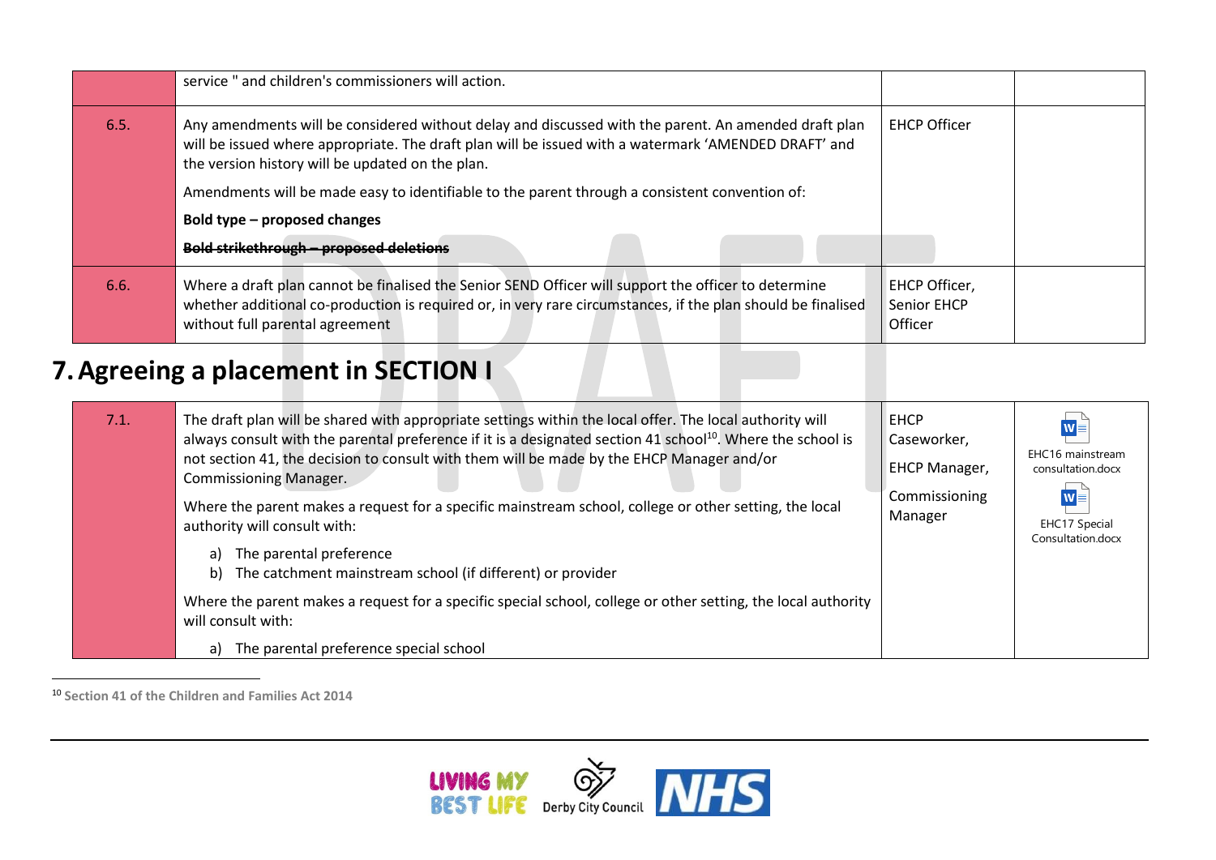| | | | |
|---|---|---|---|
| | service " and children's commissioners will action. | | |
| 6.5. | Any amendments will be considered without delay and discussed with the parent. An amended draft plan will be issued where appropriate. The draft plan will be issued with a watermark 'AMENDED DRAFT' and the version history will be updated on the plan.<br><br>Amendments will be made easy to identifiable to the parent through a consistent convention of:<br><br>**Bold type – proposed changes**<br><br>~~**Bold strikethrough – proposed deletions**~~ | EHCP Officer | |
| 6.6. | Where a draft plan cannot be finalised the Senior SEND Officer will support the officer to determine whether additional co-production is required or, in very rare circumstances, if the plan should be finalised without full parental agreement | EHCP Officer, Senior EHCP Officer | |

# 7. Agreeing a placement in SECTION I

| | | | |
|---|---|---|---|
| 7.1. | The draft plan will be shared with appropriate settings within the local offer. The local authority will always consult with the parental preference if it is a designated section 41 school[10]. Where the school is not section 41, the decision to consult with them will be made by the EHCP Manager and/or Commissioning Manager.<br><br>Where the parent makes a request for a specific mainstream school, college or other setting, the local authority will consult with:<br><br>a) The parental preference<br>b) The catchment mainstream school (if different) or provider<br><br>Where the parent makes a request for a specific special school, college or other setting, the local authority will consult with:<br><br>a) The parental preference special school | EHCP Caseworker,<br><br>EHCP Manager,<br><br>Commissioning Manager | EHC16 mainstream consultation.docx<br><br>EHC17 Special Consultation.docx |

[10] Section 41 of the Children and Families Act 2014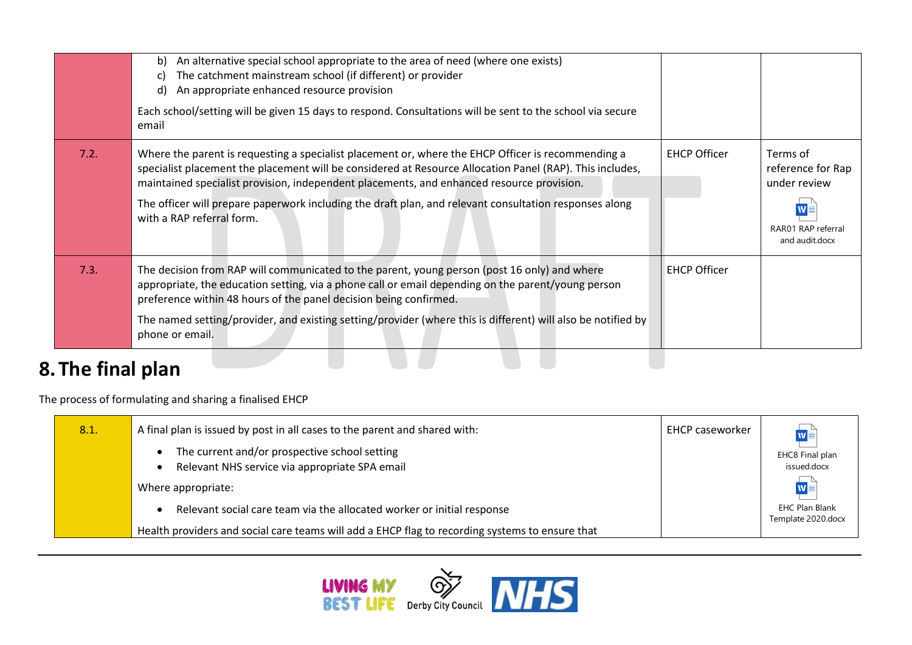| | | | |
|---|---|---|---|
| | b) An alternative special school appropriate to the area of need (where one exists)<br>c) The catchment mainstream school (if different) or provider<br>d) An appropriate enhanced resource provision<br><br>Each school/setting will be given 15 days to respond. Consultations will be sent to the school via secure email | | |
| 7.2. | Where the parent is requesting a specialist placement or, where the EHCP Officer is recommending a specialist placement the placement will be considered at Resource Allocation Panel (RAP). This includes, maintained specialist provision, independent placements, and enhanced resource provision.<br><br>The officer will prepare paperwork including the draft plan, and relevant consultation responses along with a RAP referral form. | EHCP Officer | Terms of reference for Rap under review<br><br>RAR01 RAP referral and audit.docx |
| 7.3. | The decision from RAP will communicated to the parent, young person (post 16 only) and where appropriate, the education setting, via a phone call or email depending on the parent/young person preference within 48 hours of the panel decision being confirmed.<br><br>The named setting/provider, and existing setting/provider (where this is different) will also be notified by phone or email. | EHCP Officer | |

# 8. The final plan

The process of formulating and sharing a finalised EHCP

| | | | |
|---|---|---|---|
| 8.1. | A final plan is issued by post in all cases to the parent and shared with:<br><br>• The current and/or prospective school setting<br>• Relevant NHS service via appropriate SPA email<br><br>Where appropriate:<br><br>• Relevant social care team via the allocated worker or initial response<br><br>Health providers and social care teams will add a EHCP flag to recording systems to ensure that | EHCP caseworker | EHC8 Final plan issued.docx<br><br>EHC Plan Blank Template 2020.docx |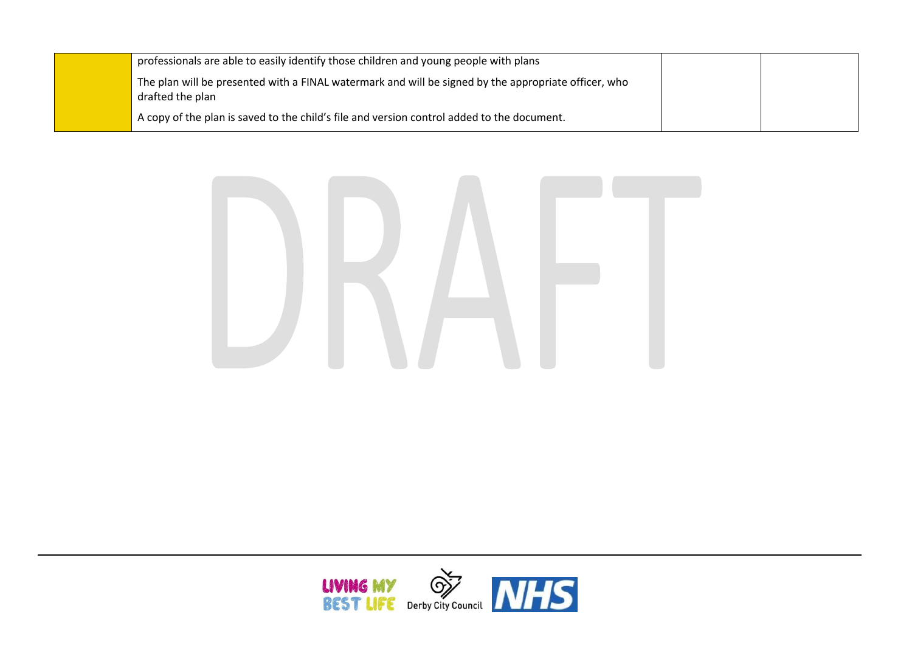| | | | |
|---|---|---|---|
| | professionals are able to easily identify those children and young people with plans<br><br>The plan will be presented with a FINAL watermark and will be signed by the appropriate officer, who drafted the plan<br><br>A copy of the plan is saved to the child's file and version control added to the document. | | |